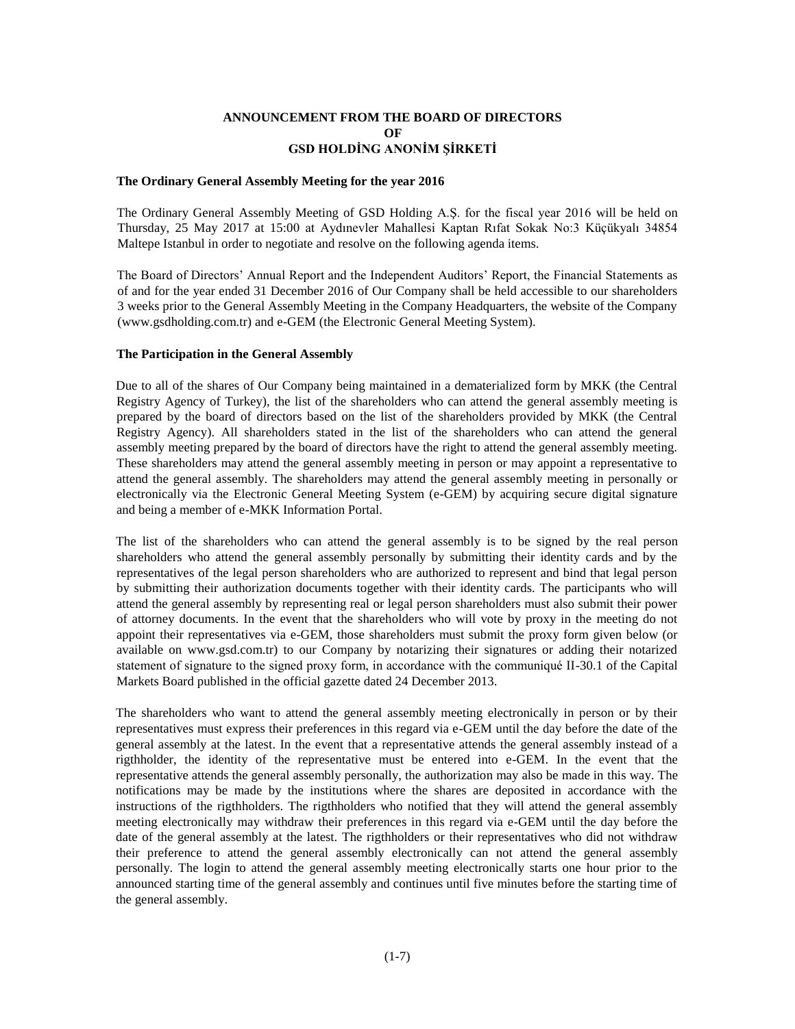# ANNOUNCEMENT FROM THE BOARD OF DIRECTORS
# OF
# GSD HOLDİNG ANONİM ŞİRKETİ

**The Ordinary General Assembly Meeting for the year 2016**

The Ordinary General Assembly Meeting of GSD Holding A.Ş. for the fiscal year 2016 will be held on Thursday, 25 May 2017 at 15:00 at Aydınevler Mahallesi Kaptan Rıfat Sokak No:3 Küçükyalı 34854 Maltepe Istanbul in order to negotiate and resolve on the following agenda items.

The Board of Directors' Annual Report and the Independent Auditors' Report, the Financial Statements as of and for the year ended 31 December 2016 of Our Company shall be held accessible to our shareholders 3 weeks prior to the General Assembly Meeting in the Company Headquarters, the website of the Company (www.gsdholding.com.tr) and e-GEM (the Electronic General Meeting System).

**The Participation in the General Assembly**

Due to all of the shares of Our Company being maintained in a dematerialized form by MKK (the Central Registry Agency of Turkey), the list of the shareholders who can attend the general assembly meeting is prepared by the board of directors based on the list of the shareholders provided by MKK (the Central Registry Agency). All shareholders stated in the list of the shareholders who can attend the general assembly meeting prepared by the board of directors have the right to attend the general assembly meeting. These shareholders may attend the general assembly meeting in person or may appoint a representative to attend the general assembly. The shareholders may attend the general assembly meeting in personally or electronically via the Electronic General Meeting System (e-GEM) by acquiring secure digital signature and being a member of e-MKK Information Portal.

The list of the shareholders who can attend the general assembly is to be signed by the real person shareholders who attend the general assembly personally by submitting their identity cards and by the representatives of the legal person shareholders who are authorized to represent and bind that legal person by submitting their authorization documents together with their identity cards. The participants who will attend the general assembly by representing real or legal person shareholders must also submit their power of attorney documents. In the event that the shareholders who will vote by proxy in the meeting do not appoint their representatives via e-GEM, those shareholders must submit the proxy form given below (or available on www.gsd.com.tr) to our Company by notarizing their signatures or adding their notarized statement of signature to the signed proxy form, in accordance with the communiqué II-30.1 of the Capital Markets Board published in the official gazette dated 24 December 2013.

The shareholders who want to attend the general assembly meeting electronically in person or by their representatives must express their preferences in this regard via e-GEM until the day before the date of the general assembly at the latest. In the event that a representative attends the general assembly instead of a rigthholder, the identity of the representative must be entered into e-GEM. In the event that the representative attends the general assembly personally, the authorization may also be made in this way. The notifications may be made by the institutions where the shares are deposited in accordance with the instructions of the rigthholders. The rigthholders who notified that they will attend the general assembly meeting electronically may withdraw their preferences in this regard via e-GEM until the day before the date of the general assembly at the latest. The rigthholders or their representatives who did not withdraw their preference to attend the general assembly electronically can not attend the general assembly personally. The login to attend the general assembly meeting electronically starts one hour prior to the announced starting time of the general assembly and continues until five minutes before the starting time of the general assembly.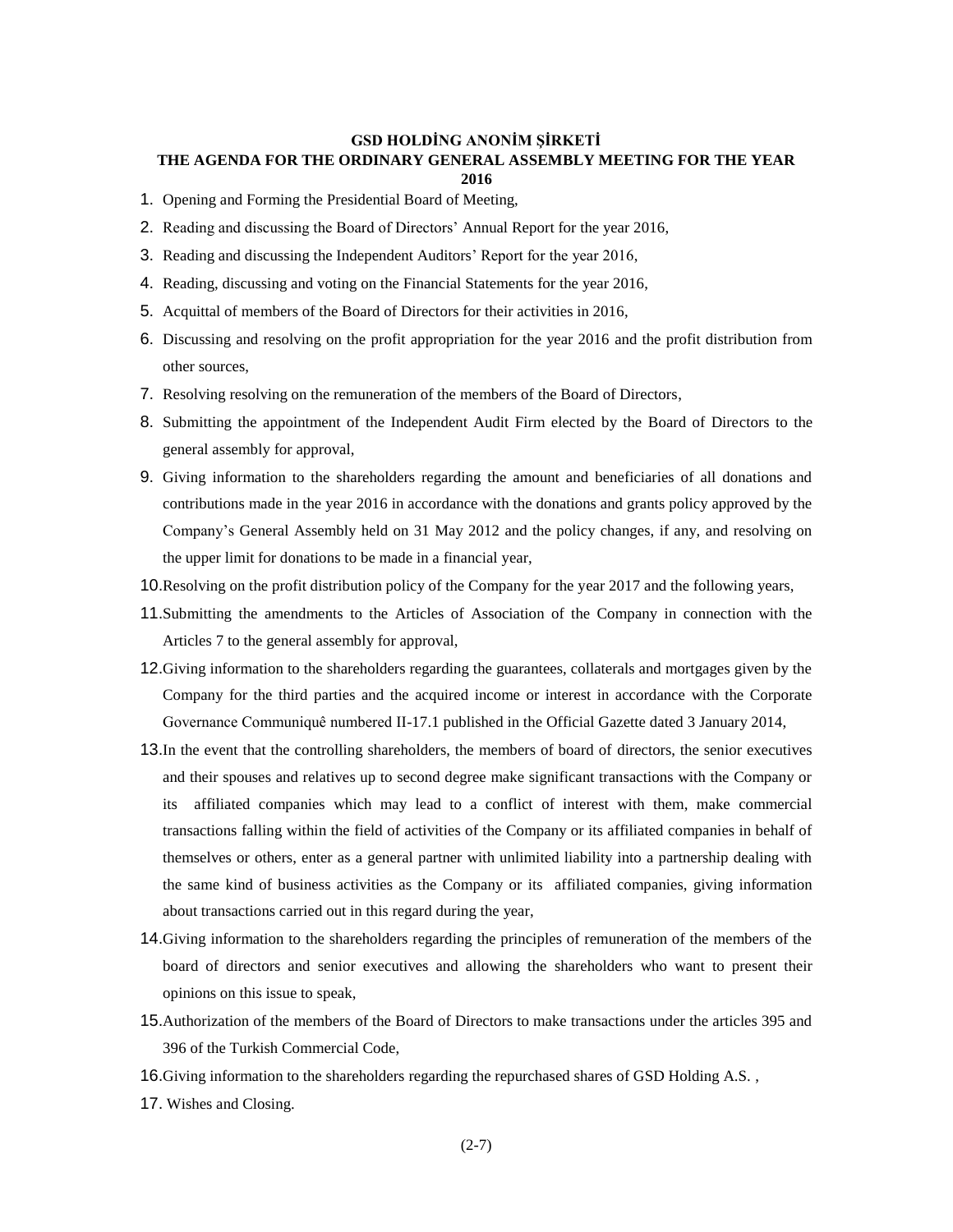**GSD HOLDİNG ANONİM ŞİRKETİ**
**THE AGENDA FOR THE ORDINARY GENERAL ASSEMBLY MEETING FOR THE YEAR 2016**

1. Opening and Forming the Presidential Board of Meeting,
2. Reading and discussing the Board of Directors' Annual Report for the year 2016,
3. Reading and discussing the Independent Auditors' Report for the year 2016,
4. Reading, discussing and voting on the Financial Statements for the year 2016,
5. Acquittal of members of the Board of Directors for their activities in 2016,
6. Discussing and resolving on the profit appropriation for the year 2016 and the profit distribution from other sources,
7. Resolving resolving on the remuneration of the members of the Board of Directors,
8. Submitting the appointment of the Independent Audit Firm elected by the Board of Directors to the general assembly for approval,
9. Giving information to the shareholders regarding the amount and beneficiaries of all donations and contributions made in the year 2016 in accordance with the donations and grants policy approved by the Company's General Assembly held on 31 May 2012 and the policy changes, if any, and resolving on the upper limit for donations to be made in a financial year,
10. Resolving on the profit distribution policy of the Company for the year 2017 and the following years,
11. Submitting the amendments to the Articles of Association of the Company in connection with the Articles 7 to the general assembly for approval,
12. Giving information to the shareholders regarding the guarantees, collaterals and mortgages given by the Company for the third parties and the acquired income or interest in accordance with the Corporate Governance Communiquê numbered II-17.1 published in the Official Gazette dated 3 January 2014,
13. In the event that the controlling shareholders, the members of board of directors, the senior executives and their spouses and relatives up to second degree make significant transactions with the Company or its affiliated companies which may lead to a conflict of interest with them, make commercial transactions falling within the field of activities of the Company or its affiliated companies in behalf of themselves or others, enter as a general partner with unlimited liability into a partnership dealing with the same kind of business activities as the Company or its affiliated companies, giving information about transactions carried out in this regard during the year,
14. Giving information to the shareholders regarding the principles of remuneration of the members of the board of directors and senior executives and allowing the shareholders who want to present their opinions on this issue to speak,
15. Authorization of the members of the Board of Directors to make transactions under the articles 395 and 396 of the Turkish Commercial Code,
16. Giving information to the shareholders regarding the repurchased shares of GSD Holding A.S. ,
17. Wishes and Closing.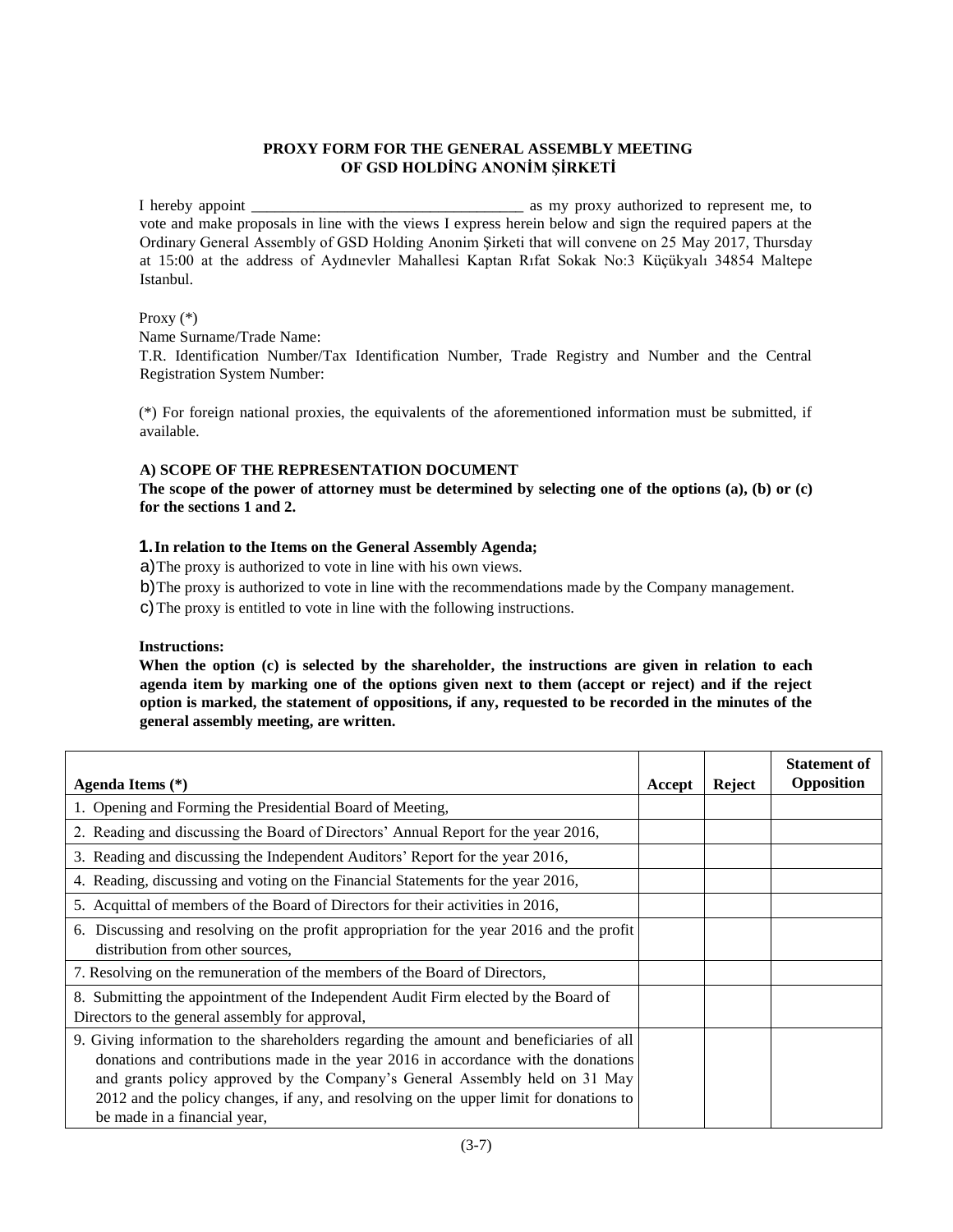**PROXY FORM FOR THE GENERAL ASSEMBLY MEETING OF GSD HOLDİNG ANONİM ŞİRKETİ**

I hereby appoint ___________________________________ as my proxy authorized to represent me, to vote and make proposals in line with the views I express herein below and sign the required papers at the Ordinary General Assembly of GSD Holding Anonim Şirketi that will convene on 25 May 2017, Thursday at 15:00 at the address of Aydınevler Mahallesi Kaptan Rıfat Sokak No:3 Küçükyalı 34854 Maltepe Istanbul.

Proxy (*)

Name Surname/Trade Name:

T.R. Identification Number/Tax Identification Number, Trade Registry and Number and the Central Registration System Number:

(*) For foreign national proxies, the equivalents of the aforementioned information must be submitted, if available.

**A) SCOPE OF THE REPRESENTATION DOCUMENT**

**The scope of the power of attorney must be determined by selecting one of the options (a), (b) or (c) for the sections 1 and 2.**

1. **In relation to the Items on the General Assembly Agenda;**

a) The proxy is authorized to vote in line with his own views.

b) The proxy is authorized to vote in line with the recommendations made by the Company management.

c) The proxy is entitled to vote in line with the following instructions.

**Instructions:**

**When the option (c) is selected by the shareholder, the instructions are given in relation to each agenda item by marking one of the options given next to them (accept or reject) and if the reject option is marked, the statement of oppositions, if any, requested to be recorded in the minutes of the general assembly meeting, are written.**

| Agenda Items (*) | Accept | Reject | Statement of Opposition |
|---|---|---|---|
| 1. Opening and Forming the Presidential Board of Meeting, | | | |
| 2. Reading and discussing the Board of Directors' Annual Report for the year 2016, | | | |
| 3. Reading and discussing the Independent Auditors' Report for the year 2016, | | | |
| 4. Reading, discussing and voting on the Financial Statements for the year 2016, | | | |
| 5. Acquittal of members of the Board of Directors for their activities in 2016, | | | |
| 6. Discussing and resolving on the profit appropriation for the year 2016 and the profit distribution from other sources, | | | |
| 7. Resolving on the remuneration of the members of the Board of Directors, | | | |
| 8. Submitting the appointment of the Independent Audit Firm elected by the Board of Directors to the general assembly for approval, | | | |
| 9. Giving information to the shareholders regarding the amount and beneficiaries of all donations and contributions made in the year 2016 in accordance with the donations and grants policy approved by the Company's General Assembly held on 31 May 2012 and the policy changes, if any, and resolving on the upper limit for donations to be made in a financial year, | | | |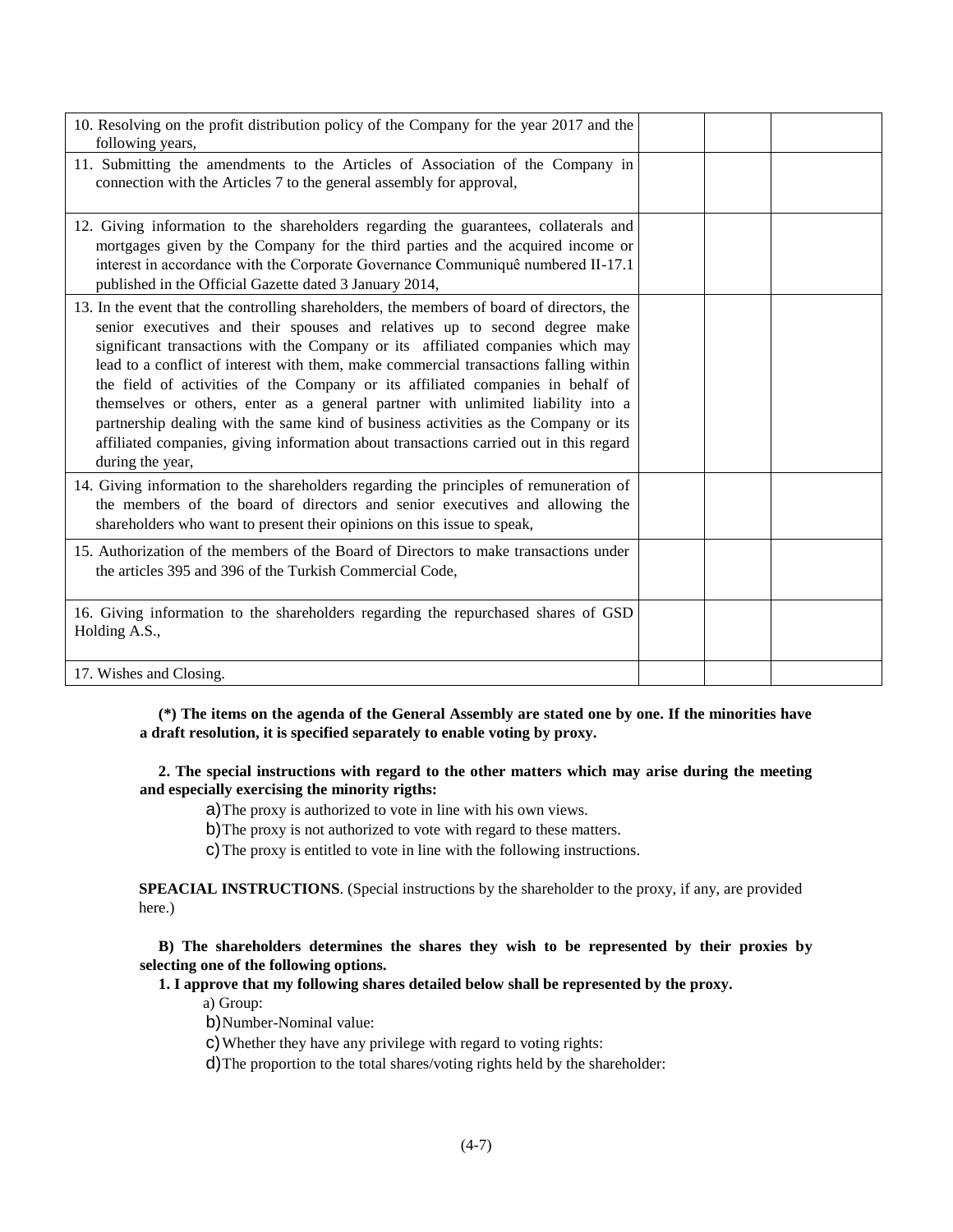| | | | |
|---|---|---|---|
| 10. Resolving on the profit distribution policy of the Company for the year 2017 and the following years, | | | |
| 11. Submitting the amendments to the Articles of Association of the Company in connection with the Articles 7 to the general assembly for approval, | | | |
| 12. Giving information to the shareholders regarding the guarantees, collaterals and mortgages given by the Company for the third parties and the acquired income or interest in accordance with the Corporate Governance Communiquê numbered II-17.1 published in the Official Gazette dated 3 January 2014, | | | |
| 13. In the event that the controlling shareholders, the members of board of directors, the senior executives and their spouses and relatives up to second degree make significant transactions with the Company or its affiliated companies which may lead to a conflict of interest with them, make commercial transactions falling within the field of activities of the Company or its affiliated companies in behalf of themselves or others, enter as a general partner with unlimited liability into a partnership dealing with the same kind of business activities as the Company or its affiliated companies, giving information about transactions carried out in this regard during the year, | | | |
| 14. Giving information to the shareholders regarding the principles of remuneration of the members of the board of directors and senior executives and allowing the shareholders who want to present their opinions on this issue to speak, | | | |
| 15. Authorization of the members of the Board of Directors to make transactions under the articles 395 and 396 of the Turkish Commercial Code, | | | |
| 16. Giving information to the shareholders regarding the repurchased shares of GSD Holding A.S., | | | |
| 17. Wishes and Closing. | | | |

**(*) The items on the agenda of the General Assembly are stated one by one. If the minorities have a draft resolution, it is specified separately to enable voting by proxy.**

**2. The special instructions with regard to the other matters which may arise during the meeting and especially exercising the minority rigths:**

a) The proxy is authorized to vote in line with his own views.

b) The proxy is not authorized to vote with regard to these matters.

c) The proxy is entitled to vote in line with the following instructions.

**SPEACIAL INSTRUCTIONS**. (Special instructions by the shareholder to the proxy, if any, are provided here.)

**B) The shareholders determines the shares they wish to be represented by their proxies by selecting one of the following options.**

**1. I approve that my following shares detailed below shall be represented by the proxy.**

a) Group:

b) Number-Nominal value:

c) Whether they have any privilege with regard to voting rights:

d) The proportion to the total shares/voting rights held by the shareholder: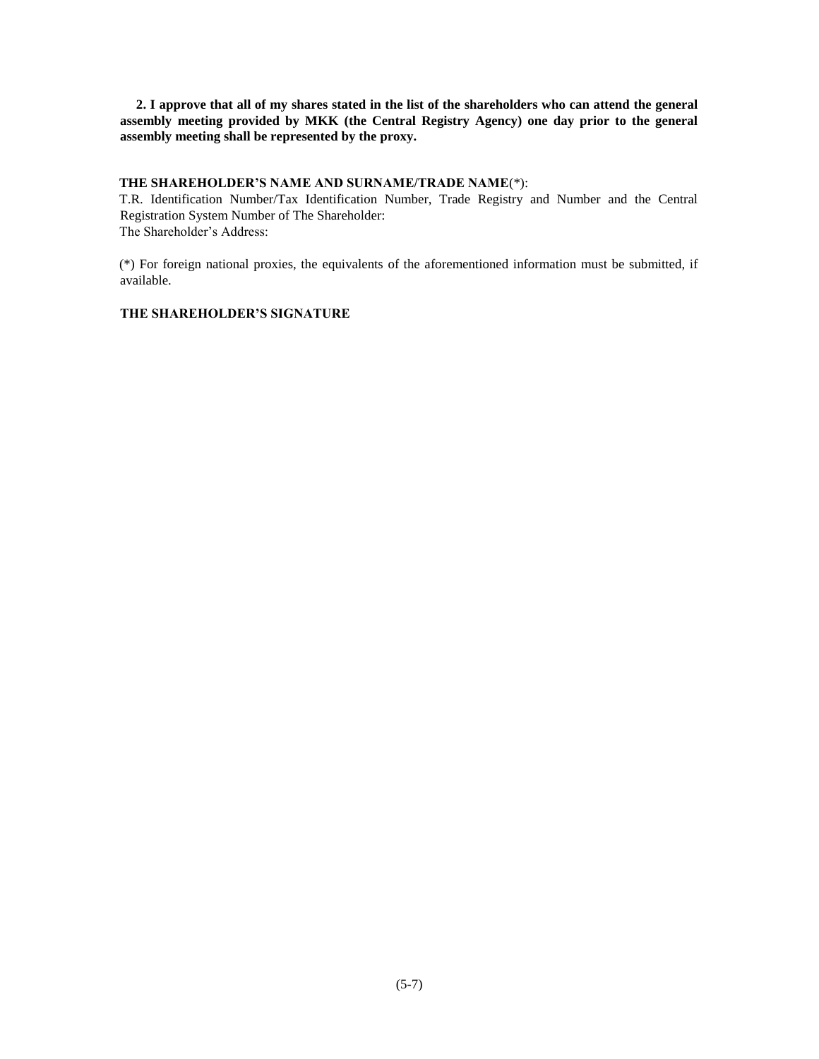**2. I approve that all of my shares stated in the list of the shareholders who can attend the general assembly meeting provided by MKK (the Central Registry Agency) one day prior to the general assembly meeting shall be represented by the proxy.**

**THE SHAREHOLDER'S NAME AND SURNAME/TRADE NAME**(*):
T.R. Identification Number/Tax Identification Number, Trade Registry and Number and the Central Registration System Number of The Shareholder:
The Shareholder's Address:

(*) For foreign national proxies, the equivalents of the aforementioned information must be submitted, if available.

**THE SHAREHOLDER'S SIGNATURE**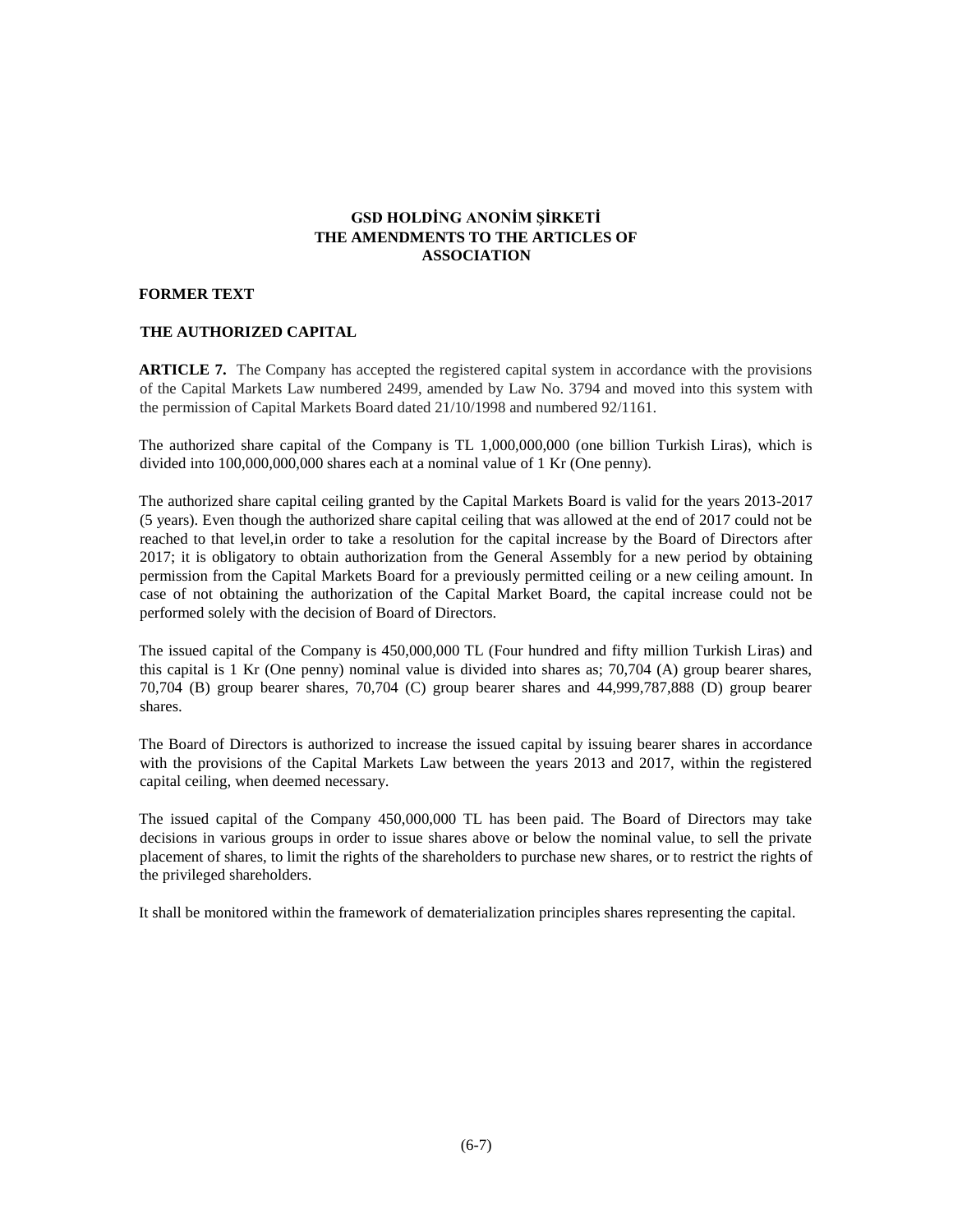# GSD HOLDİNG ANONİM ŞİRKETİ THE AMENDMENTS TO THE ARTICLES OF ASSOCIATION

**FORMER TEXT**

**THE AUTHORIZED CAPITAL**

**ARTICLE 7.** The Company has accepted the registered capital system in accordance with the provisions of the Capital Markets Law numbered 2499, amended by Law No. 3794 and moved into this system with the permission of Capital Markets Board dated 21/10/1998 and numbered 92/1161.

The authorized share capital of the Company is TL 1,000,000,000 (one billion Turkish Liras), which is divided into 100,000,000,000 shares each at a nominal value of 1 Kr (One penny).

The authorized share capital ceiling granted by the Capital Markets Board is valid for the years 2013-2017 (5 years). Even though the authorized share capital ceiling that was allowed at the end of 2017 could not be reached to that level,in order to take a resolution for the capital increase by the Board of Directors after 2017; it is obligatory to obtain authorization from the General Assembly for a new period by obtaining permission from the Capital Markets Board for a previously permitted ceiling or a new ceiling amount. In case of not obtaining the authorization of the Capital Market Board, the capital increase could not be performed solely with the decision of Board of Directors.

The issued capital of the Company is 450,000,000 TL (Four hundred and fifty million Turkish Liras) and this capital is 1 Kr (One penny) nominal value is divided into shares as; 70,704 (A) group bearer shares, 70,704 (B) group bearer shares, 70,704 (C) group bearer shares and 44,999,787,888 (D) group bearer shares.

The Board of Directors is authorized to increase the issued capital by issuing bearer shares in accordance with the provisions of the Capital Markets Law between the years 2013 and 2017, within the registered capital ceiling, when deemed necessary.

The issued capital of the Company 450,000,000 TL has been paid. The Board of Directors may take decisions in various groups in order to issue shares above or below the nominal value, to sell the private placement of shares, to limit the rights of the shareholders to purchase new shares, or to restrict the rights of the privileged shareholders.

It shall be monitored within the framework of dematerialization principles shares representing the capital.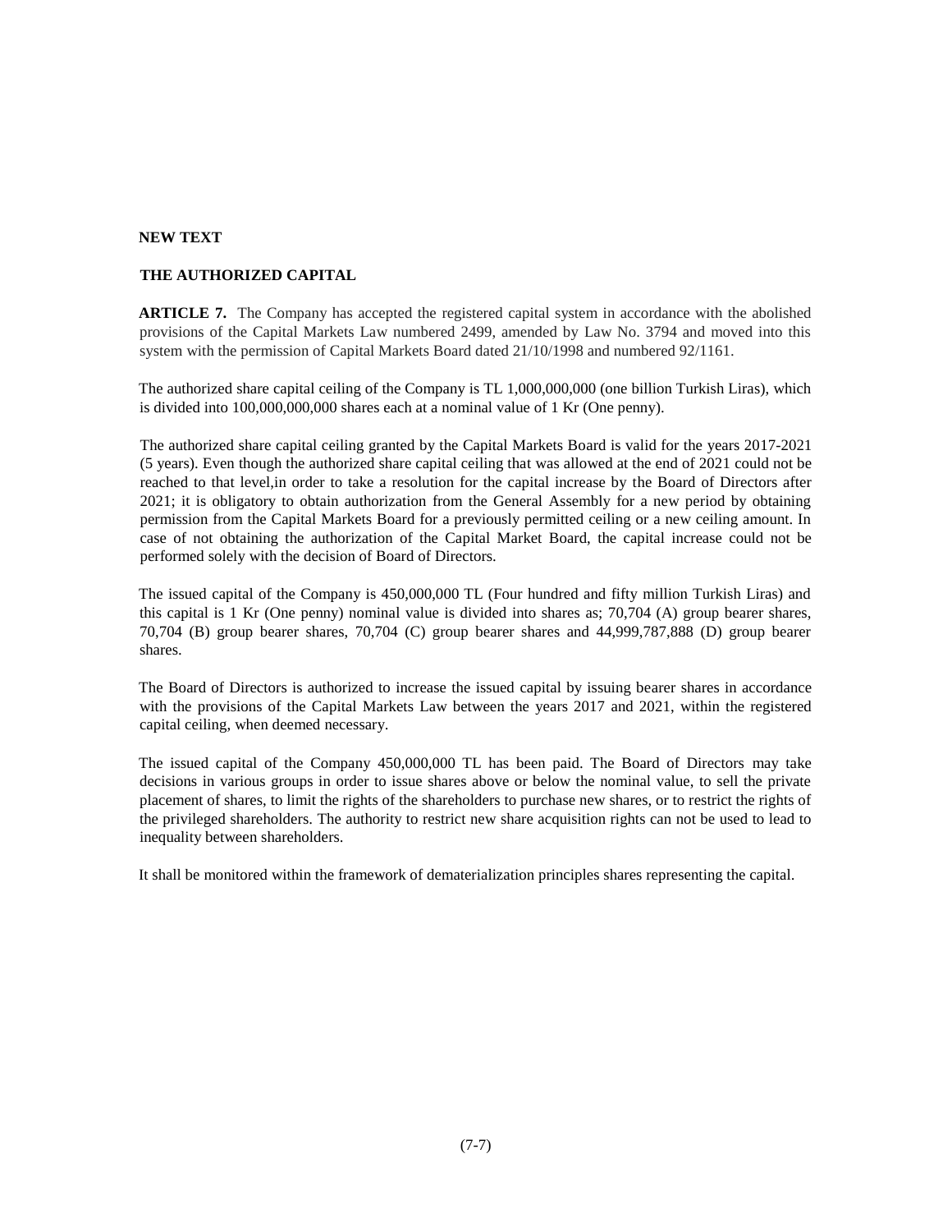**NEW TEXT**

**THE AUTHORIZED CAPITAL**

**ARTICLE 7.** The Company has accepted the registered capital system in accordance with the abolished provisions of the Capital Markets Law numbered 2499, amended by Law No. 3794 and moved into this system with the permission of Capital Markets Board dated 21/10/1998 and numbered 92/1161.

The authorized share capital ceiling of the Company is TL 1,000,000,000 (one billion Turkish Liras), which is divided into 100,000,000,000 shares each at a nominal value of 1 Kr (One penny).

The authorized share capital ceiling granted by the Capital Markets Board is valid for the years 2017-2021 (5 years). Even though the authorized share capital ceiling that was allowed at the end of 2021 could not be reached to that level,in order to take a resolution for the capital increase by the Board of Directors after 2021; it is obligatory to obtain authorization from the General Assembly for a new period by obtaining permission from the Capital Markets Board for a previously permitted ceiling or a new ceiling amount. In case of not obtaining the authorization of the Capital Market Board, the capital increase could not be performed solely with the decision of Board of Directors.

The issued capital of the Company is 450,000,000 TL (Four hundred and fifty million Turkish Liras) and this capital is 1 Kr (One penny) nominal value is divided into shares as; 70,704 (A) group bearer shares, 70,704 (B) group bearer shares, 70,704 (C) group bearer shares and 44,999,787,888 (D) group bearer shares.

The Board of Directors is authorized to increase the issued capital by issuing bearer shares in accordance with the provisions of the Capital Markets Law between the years 2017 and 2021, within the registered capital ceiling, when deemed necessary.

The issued capital of the Company 450,000,000 TL has been paid. The Board of Directors may take decisions in various groups in order to issue shares above or below the nominal value, to sell the private placement of shares, to limit the rights of the shareholders to purchase new shares, or to restrict the rights of the privileged shareholders. The authority to restrict new share acquisition rights can not be used to lead to inequality between shareholders.

It shall be monitored within the framework of dematerialization principles shares representing the capital.